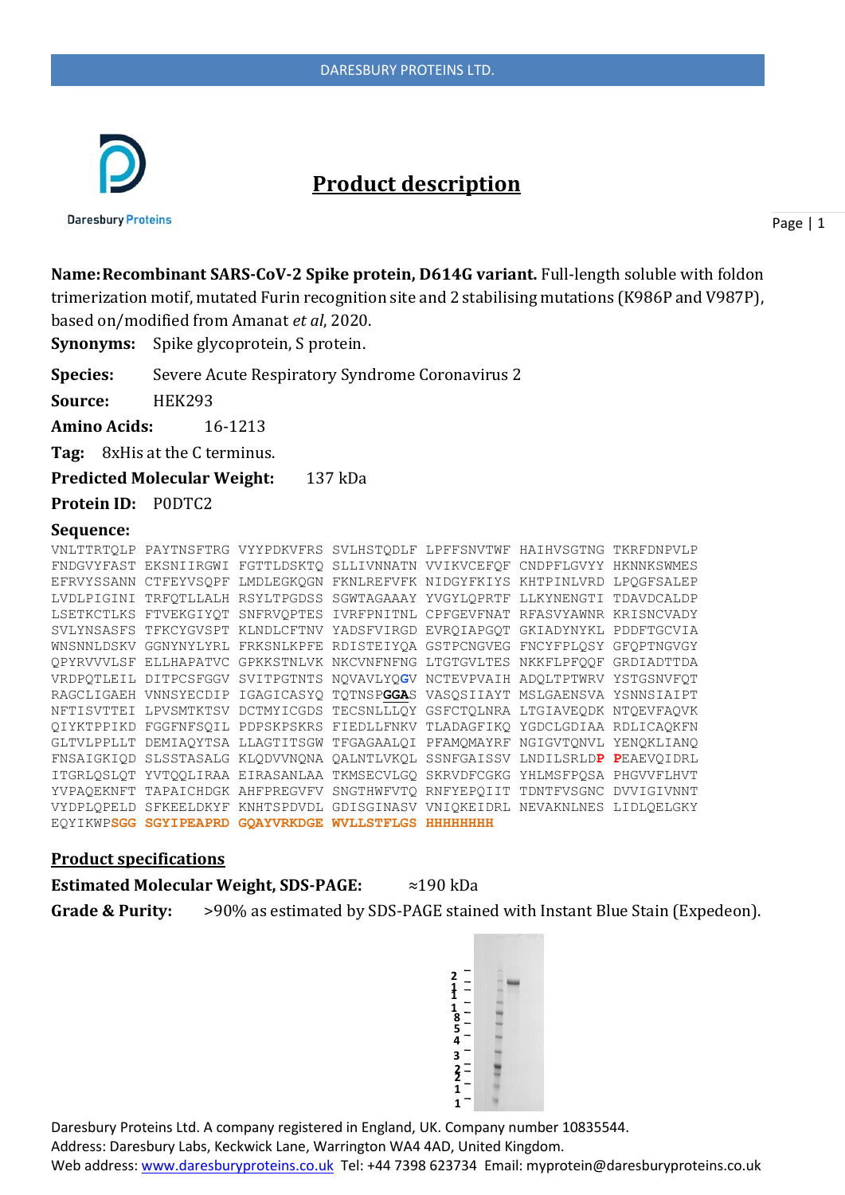# Product description

**Name: Recombinant SARS-CoV-2 Spike protein, D614G variant.** Full-length soluble with foldon trimerization motif, mutated Furin recognition site and 2 stabilising mutations (K986P and V987P), based on/modified from Amanat *et al*, 2020.

**Synonyms:** Spike glycoprotein, S protein.

**Species:** Severe Acute Respiratory Syndrome Coronavirus 2

**Source:** HEK293

**Amino Acids:** 16-1213

**Tag:** 8xHis at the C terminus.

**Predicted Molecular Weight:** 137 kDa

**Protein ID:** P0DTC2

**Sequence:**

```
VNLTTRTQLP PAYTNSFTRG VYYPDKVFRS SVLHSTQDLF LPFFSNVTWF HAIHVSGTNG TKRFDNPVLP
FNDGVYFAST EKSNIIRGWI FGTTLDSKTQ SLLIVNNATN VVIKVCEFQF CNDPFLGVYY HKNNKSWMES
EFRVYSSANN CTFEYVSQPF LMDLEGKQGN FKNLREFVFK NIDGYFKIYS KHTPINLVRD LPQGFSALEP
LVDLPIGINI TRFQTLLALH RSYLTPGDSS SGWTAGAAAY YVGYLQPRTF LLKYNENGTI TDAVDCALDP
LSETKCTLKS FTVEKGIYQT SNFRVQPTES IVRFPNITNL CPFGEVFNAT RFASVYAWNR KRISNCVADY
SVLYNSASFS TFKCYGVSPT KLNDLCFTNV YADSFVIRGD EVRQIAPGQT GKIADYNYKL PDDFTGCVIA
WNSNNLDSKV GGNYNYLYRL FRKSNLKPFE RDISTEIYQA GSTPCNGVEG FNCYFPLQSY GFQPTNGVGY
QPYRVVVLSF ELLHAPATVC GPKKSTNLVK NKCVNFNFNG LTGTGVLTES NKKFLPFQQF GRDIADTTDA
VRDPQTLEIL DITPCSFGGV SVITPGTNTS NQVAVLYQGV NCTEVPVAIH ADQLTPTWRV YSTGSNVFQT
RAGCLIGAEH VNNSYECDIP IGAGICASYQ TQTNSPGGAS VASQSIIAYT MSLGAENSVA YSNNSIAIPT
NFTISVTTEI LPVSMTKTSV DCTMYICGDS TECSNLLLQY GSFCTQLNRA LTGIAVEQDK NTQEVFAQVK
QIYKTPPIKD FGGFNFSQIL PDPSKPSKRS FIEDLLFNKV TLADAGFIKQ YGDCLGDIAA RDLICAQKFN
GLTVLPPLLT DEMIAQYTSA LLAGTITSGW TFGAGAALQI PFAMQMAYRF NGIGVTQNVL YENQKLIANQ
FNSAIGKIQD SLSSTASALG KLQDVVNQNA QALNTLVKQL SSNFGAISSV LNDILSRLDP PEAEVQIDRL
ITGRLQSLQT YVTQQLIRAA EIRASANLAA TKMSECVLGQ SKRVDFCGKG YHLMSFPQSA PHGVVFLHVT
YVPAQEKNFT TAPAICHDGK AHFPREGVFV SNGTHWFVTQ RNFYEPQIIT TDNTFVSGNC DVVIGIVNNT
VYDPLQPELD SFKEELDKYF KNHTSPDVDL GDISGINASV VNIQKEIDRL NEVAKNLNES LIDLQELGKY
EQYIKWPSGG SGYIPEAPRD GQAYVRKDGE WVLLSTFLGS HHHHHHHH
```

## Product specifications

**Estimated Molecular Weight, SDS-PAGE:** ≈190 kDa

**Grade & Purity:** >90% as estimated by SDS-PAGE stained with Instant Blue Stain (Expedeon).

Daresbury Proteins Ltd. A company registered in England, UK. Company number 10835544.
Address: Daresbury Labs, Keckwick Lane, Warrington WA4 4AD, United Kingdom.
Web address: www.daresburyproteins.co.uk Tel: +44 7398 623734 Email: myprotein@daresburyproteins.co.uk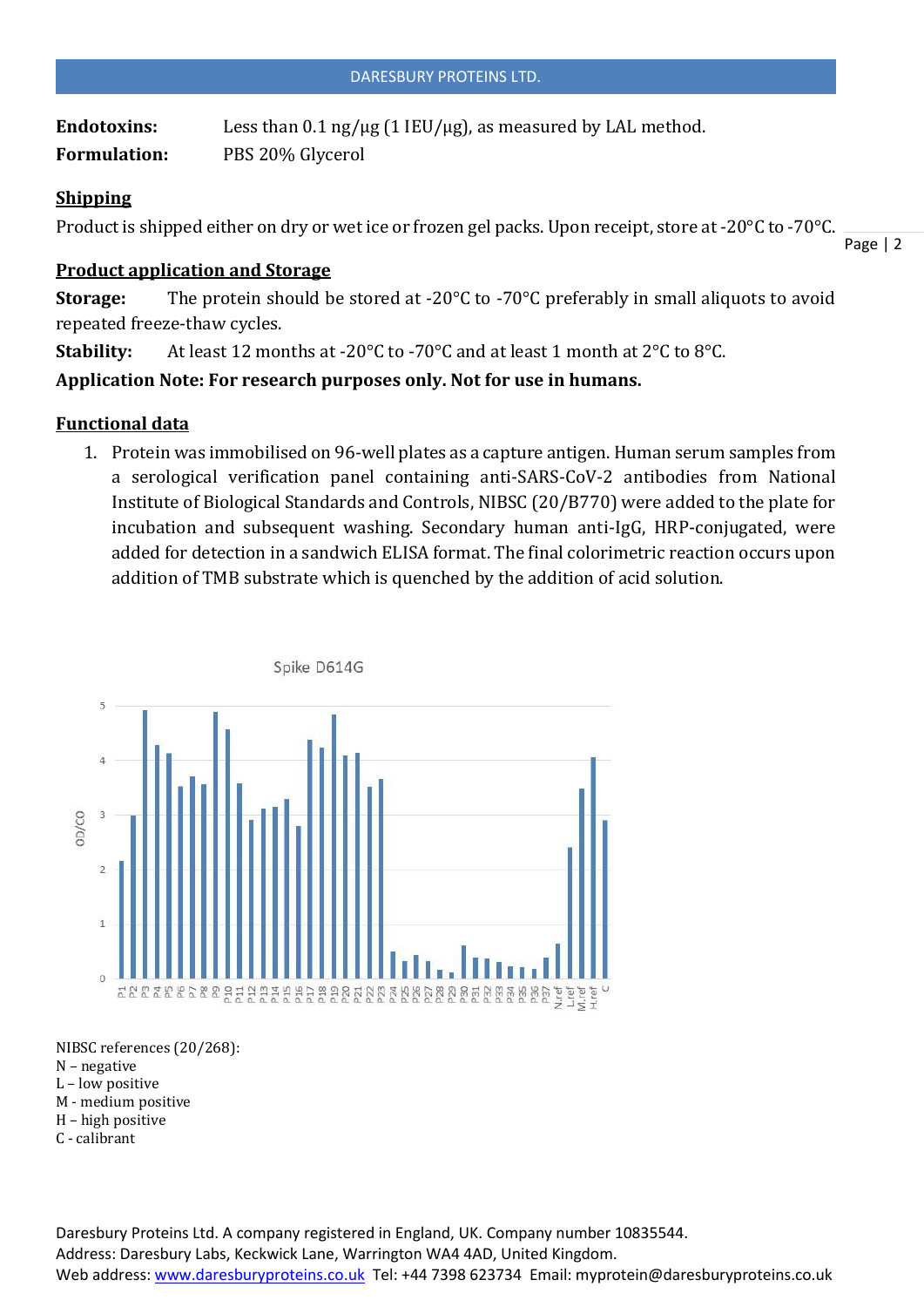**Endotoxins:** Less than 0.1 ng/µg (1 IEU/µg), as measured by LAL method.

**Formulation:** PBS 20% Glycerol

## Shipping

Product is shipped either on dry or wet ice or frozen gel packs. Upon receipt, store at -20°C to -70°C.

## Product application and Storage

**Storage:** The protein should be stored at -20°C to -70°C preferably in small aliquots to avoid repeated freeze-thaw cycles.

**Stability:** At least 12 months at -20°C to -70°C and at least 1 month at 2°C to 8°C.

**Application Note: For research purposes only. Not for use in humans.**

## Functional data

1. Protein was immobilised on 96-well plates as a capture antigen. Human serum samples from a serological verification panel containing anti-SARS-CoV-2 antibodies from National Institute of Biological Standards and Controls, NIBSC (20/B770) were added to the plate for incubation and subsequent washing. Secondary human anti-IgG, HRP-conjugated, were added for detection in a sandwich ELISA format. The final colorimetric reaction occurs upon addition of TMB substrate which is quenched by the addition of acid solution.

NIBSC references (20/268):
N – negative
L – low positive
M - medium positive
H – high positive
C - calibrant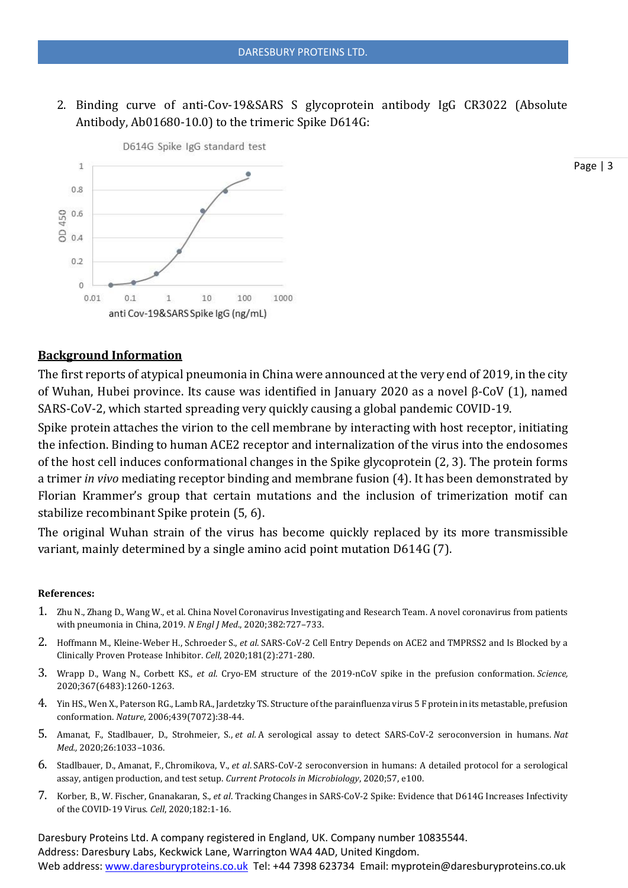2. Binding curve of anti-Cov-19&SARS S glycoprotein antibody IgG CR3022 (Absolute Antibody, Ab01680-10.0) to the trimeric Spike D614G:

D614G Spike IgG standard test

OD 450

1
0.8
0.6
0.4
0.2
0

0.01 0.1 1 10 100 1000

anti Cov-19&SARS Spike IgG (ng/mL)

## Background Information

The first reports of atypical pneumonia in China were announced at the very end of 2019, in the city of Wuhan, Hubei province. Its cause was identified in January 2020 as a novel β-CoV (1), named SARS-CoV-2, which started spreading very quickly causing a global pandemic COVID-19.

Spike protein attaches the virion to the cell membrane by interacting with host receptor, initiating the infection. Binding to human ACE2 receptor and internalization of the virus into the endosomes of the host cell induces conformational changes in the Spike glycoprotein (2, 3). The protein forms a trimer *in vivo* mediating receptor binding and membrane fusion (4). It has been demonstrated by Florian Krammer's group that certain mutations and the inclusion of trimerization motif can stabilize recombinant Spike protein (5, 6).

The original Wuhan strain of the virus has become quickly replaced by its more transmissible variant, mainly determined by a single amino acid point mutation D614G (7).

**References:**

1. Zhu N., Zhang D., Wang W., et al. China Novel Coronavirus Investigating and Research Team. A novel coronavirus from patients with pneumonia in China, 2019. *N Engl J Med.*, 2020;382:727–733.
2. Hoffmann M., Kleine-Weber H., Schroeder S., *et al.* SARS-CoV-2 Cell Entry Depends on ACE2 and TMPRSS2 and Is Blocked by a Clinically Proven Protease Inhibitor. *Cell*, 2020;181(2):271-280.
3. Wrapp D., Wang N., Corbett KS., *et al.* Cryo-EM structure of the 2019-nCoV spike in the prefusion conformation. *Science*, 2020;367(6483):1260-1263.
4. Yin HS., Wen X., Paterson RG., Lamb RA., Jardetzky TS. Structure of the parainfluenza virus 5 F protein in its metastable, prefusion conformation. *Nature*, 2006;439(7072):38-44.
5. Amanat, F., Stadlbauer, D., Strohmeier, S., *et al.* A serological assay to detect SARS-CoV-2 seroconversion in humans. *Nat Med.*, 2020;26:1033–1036.
6. Stadlbauer, D., Amanat, F., Chromikova, V., *et al.* SARS-CoV-2 seroconversion in humans: A detailed protocol for a serological assay, antigen production, and test setup. *Current Protocols in Microbiology*, 2020;57, e100.
7. Korber, B., W. Fischer, Gnanakaran, S., *et al.* Tracking Changes in SARS-CoV-2 Spike: Evidence that D614G Increases Infectivity of the COVID-19 Virus. *Cell*, 2020;182:1-16.

Daresbury Proteins Ltd. A company registered in England, UK. Company number 10835544.
Address: Daresbury Labs, Keckwick Lane, Warrington WA4 4AD, United Kingdom.
Web address: www.daresburyproteins.co.uk Tel: +44 7398 623734 Email: myprotein@daresburyproteins.co.uk